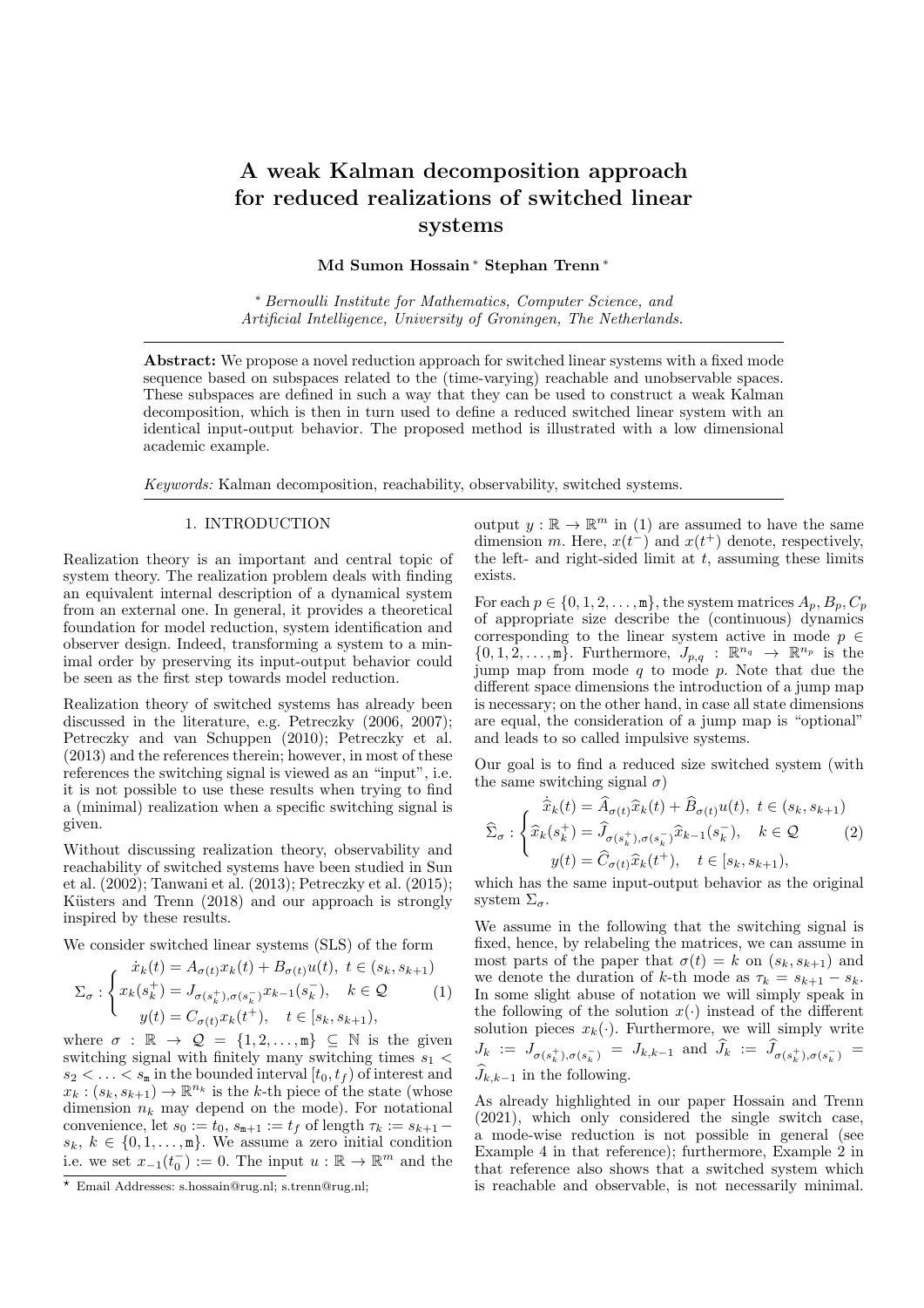# A weak Kalman decomposition approach for reduced realizations of switched linear systems

**Md Sumon Hossain** [*] **Stephan Trenn** [*]

[*] *Bernoulli Institute for Mathematics, Computer Science, and Artificial Intelligence, University of Groningen, The Netherlands.*

**Abstract:** We propose a novel reduction approach for switched linear systems with a fixed mode sequence based on subspaces related to the (time-varying) reachable and unobservable spaces. These subspaces are defined in such a way that they can be used to construct a weak Kalman decomposition, which is then in turn used to define a reduced switched linear system with an identical input-output behavior. The proposed method is illustrated with a low dimensional academic example.

*Keywords:* Kalman decomposition, reachability, observability, switched systems.

## 1. INTRODUCTION

Realization theory is an important and central topic of system theory. The realization problem deals with finding an equivalent internal description of a dynamical system from an external one. In general, it provides a theoretical foundation for model reduction, system identification and observer design. Indeed, transforming a system to a minimal order by preserving its input-output behavior could be seen as the first step towards model reduction.

Realization theory of switched systems has already been discussed in the literature, e.g. Petreczky (2006, 2007); Petreczky and van Schuppen (2010); Petreczky et al. (2013) and the references therein; however, in most of these references the switching signal is viewed as an "input", i.e. it is not possible to use these results when trying to find a (minimal) realization when a specific switching signal is given.

Without discussing realization theory, observability and reachability of switched systems have been studied in Sun et al. (2002); Tanwani et al. (2013); Petreczky et al. (2015); Küsters and Trenn (2018) and our approach is strongly inspired by these results.

We consider switched linear systems (SLS) of the form

$$\Sigma_\sigma : \begin{cases} \dot{x}_k(t) = A_{\sigma(t)}x_k(t) + B_{\sigma(t)}u(t), \ t \in (s_k, s_{k+1}) \\ x_k(s_k^+) = J_{\sigma(s_k^+),\sigma(s_k^-)}x_{k-1}(s_k^-), \quad k \in \mathcal{Q} \\ y(t) = C_{\sigma(t)}x(t^+), \quad t \in [s_k, s_{k+1}), \end{cases} \tag{1}$$

where $\sigma : \mathbb{R} \to \mathcal{Q} = \{1, 2, \ldots, \mathtt{m}\} \subseteq \mathbb{N}$ is the given switching signal with finitely many switching times $s_1 < s_2 < \ldots < s_\mathtt{m}$ in the bounded interval $[t_0, t_f)$ of interest and $x_k : (s_k, s_{k+1}) \to \mathbb{R}^{n_k}$ is the $k$-th piece of the state (whose dimension $n_k$ may depend on the mode). For notational convenience, let $s_0 := t_0$, $s_{\mathtt{m}+1} := t_f$ of length $\tau_k := s_{k+1} - s_k$, $k \in \{0, 1, \ldots, \mathtt{m}\}$. We assume a zero initial condition i.e. we set $x_{-1}(t_0^-) := 0$. The input $u : \mathbb{R} \to \mathbb{R}^m$ and the output $y : \mathbb{R} \to \mathbb{R}^m$ in (1) are assumed to have the same dimension $m$. Here, $x(t^-)$ and $x(t^+)$ denote, respectively, the left- and right-sided limit at $t$, assuming these limits exists.

For each $p \in \{0, 1, 2, \ldots, \mathtt{m}\}$, the system matrices $A_p, B_p, C_p$ of appropriate size describe the (continuous) dynamics corresponding to the linear system active in mode $p \in \{0, 1, 2, \ldots, \mathtt{m}\}$. Furthermore, $J_{p,q} : \mathbb{R}^{n_q} \to \mathbb{R}^{n_p}$ is the jump map from mode $q$ to mode $p$. Note that due the different space dimensions the introduction of a jump map is necessary; on the other hand, in case all state dimensions are equal, the consideration of a jump map is "optional" and leads to so called impulsive systems.

Our goal is to find a reduced size switched system (with the same switching signal $\sigma$)

$$\widehat{\Sigma}_\sigma : \begin{cases} \dot{\widehat{x}}_k(t) = \widehat{A}_{\sigma(t)}\widehat{x}_k(t) + \widehat{B}_{\sigma(t)}u(t), \ t \in (s_k, s_{k+1}) \\ \widehat{x}_k(s_k^+) = \widehat{J}_{\sigma(s_k^+),\sigma(s_k^-)}\widehat{x}_{k-1}(s_k^-), \quad k \in \mathcal{Q} \\ y(t) = \widehat{C}_{\sigma(t)}\widehat{x}_k(t^+), \quad t \in [s_k, s_{k+1}), \end{cases} \tag{2}$$

which has the same input-output behavior as the original system $\Sigma_\sigma$.

We assume in the following that the switching signal is fixed, hence, by relabeling the matrices, we can assume in most parts of the paper that $\sigma(t) = k$ on $(s_k, s_{k+1})$ and we denote the duration of $k$-th mode as $\tau_k = s_{k+1} - s_k$. In some slight abuse of notation we will simply speak in the following of the solution $x(\cdot)$ instead of the different solution pieces $x_k(\cdot)$. Furthermore, we will simply write $J_k := J_{\sigma(s_k^+),\sigma(s_k^-)} = J_{k,k-1}$ and $\widehat{J}_k := \widehat{J}_{\sigma(s_k^+),\sigma(s_k^-)} = \widehat{J}_{k,k-1}$ in the following.

As already highlighted in our paper Hossain and Trenn (2021), which only considered the single switch case, a mode-wise reduction is not possible in general (see Example 4 in that reference); furthermore, Example 2 in that reference also shows that a switched system which is reachable and observable, is not necessarily minimal.

[*] Email Addresses: s.hossain@rug.nl; s.trenn@rug.nl;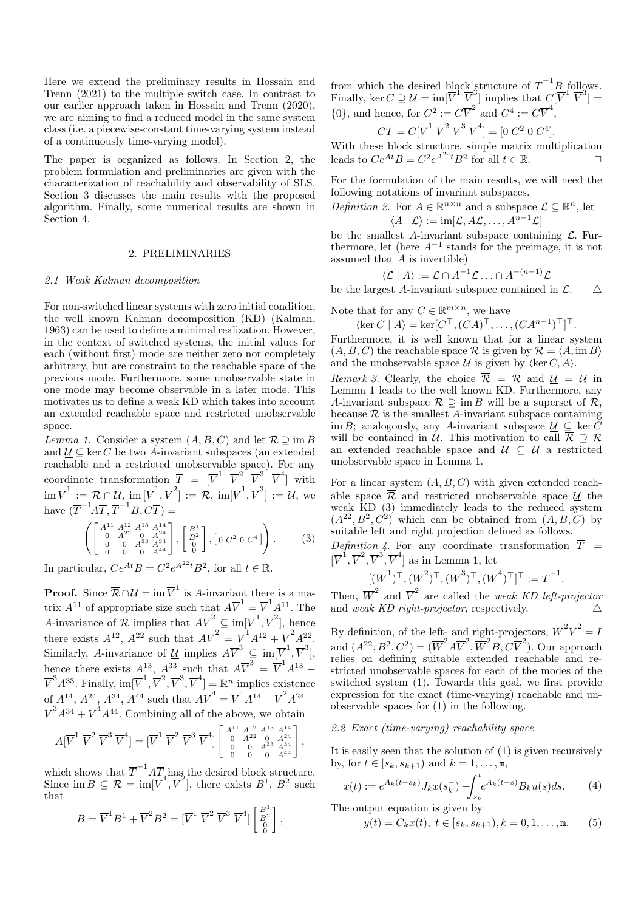Here we extend the preliminary results in Hossain and Trenn (2021) to the multiple switch case. In contrast to our earlier approach taken in Hossain and Trenn (2020), we are aiming to find a reduced model in the same system class (i.e. a piecewise-constant time-varying system instead of a continuously time-varying model).

The paper is organized as follows. In Section 2, the problem formulation and preliminaries are given with the characterization of reachability and observability of SLS. Section 3 discusses the main results with the proposed algorithm. Finally, some numerical results are shown in Section 4.

## 2. PRELIMINARIES

### 2.1 Weak Kalman decomposition

For non-switched linear systems with zero initial condition, the well known Kalman decomposition (KD) (Kalman, 1963) can be used to define a minimal realization. However, in the context of switched systems, the initial values for each (without first) mode are neither zero nor completely arbitrary, but are constraint to the reachable space of the previous mode. Furthermore, some unobservable state in one mode may become observable in a later mode. This motivates us to define a weak KD which takes into account an extended reachable space and restricted unobservable space.

*Lemma 1.* Consider a system $(A, B, C)$ and let $\overline{\mathcal{R}} \supseteq \operatorname{im} B$ and $\underline{\mathcal{U}} \subseteq \ker C$ be two $A$-invariant subspaces (an extended reachable and a restricted unobservable space). For any coordinate transformation $\overline{T} = [\overline{V}^1\ \overline{V}^2\ \overline{V}^3\ \overline{V}^4]$ with $\operatorname{im} \overline{V}^1 := \overline{\mathcal{R}} \cap \underline{\mathcal{U}}$, $\operatorname{im}[\overline{V}^1, \overline{V}^2] := \overline{\mathcal{R}}$, $\operatorname{im}[\overline{V}^1, \overline{V}^3] := \underline{\mathcal{U}}$, we have $(\overline{T}^{-1} A \overline{T}, \overline{T}^{-1} B, C\overline{T}) =$

$$\left( \begin{bmatrix} A^{11} & A^{12} & A^{13} & A^{14} \\ 0 & A^{22} & 0 & A^{24} \\ 0 & 0 & A^{33} & A^{34} \\ 0 & 0 & 0 & A^{44} \end{bmatrix}, \begin{bmatrix} B^1 \\ B^2 \\ 0 \\ 0 \end{bmatrix}, \begin{bmatrix} 0 & C^2 & 0 & C^4 \end{bmatrix} \right). \tag{3}$$

In particular, $Ce^{At}B = C^2 e^{A^{22}t} B^2$, for all $t \in \mathbb{R}$.

**Proof.** Since $\overline{\mathcal{R}} \cap \underline{\mathcal{U}} = \operatorname{im} \overline{V}^1$ is $A$-invariant there is a matrix $A^{11}$ of appropriate size such that $A\overline{V}^1 = \overline{V}^1 A^{11}$. The $A$-invariance of $\overline{\mathcal{R}}$ implies that $A\overline{V}^2 \subseteq \operatorname{im}[\overline{V}^1, \overline{V}^2]$, hence there exists $A^{12}$, $A^{22}$ such that $A\overline{V}^2 = \overline{V}^1 A^{12} + \overline{V}^2 A^{22}$. Similarly, $A$-invariance of $\underline{\mathcal{U}}$ implies $A\overline{V}^3 \subseteq \operatorname{im}[\overline{V}^1, \overline{V}^3]$, hence there exists $A^{13}$, $A^{33}$ such that $A\overline{V}^3 = \overline{V}^1 A^{13} + \overline{V}^3 A^{33}$. Finally, $\operatorname{im}[\overline{V}^1, \overline{V}^2, \overline{V}^3, \overline{V}^4] = \mathbb{R}^n$ implies existence of $A^{14}$, $A^{24}$, $A^{34}$, $A^{44}$ such that $A\overline{V}^4 = \overline{V}^1 A^{14} + \overline{V}^2 A^{24} + \overline{V}^3 A^{34} + \overline{V}^4 A^{44}$. Combining all of the above, we obtain

$$A[\overline{V}^1\ \overline{V}^2\ \overline{V}^3\ \overline{V}^4] = [\overline{V}^1\ \overline{V}^2\ \overline{V}^3\ \overline{V}^4] \begin{bmatrix} A^{11} & A^{12} & A^{13} & A^{14} \\ 0 & A^{22} & 0 & A^{24} \\ 0 & 0 & A^{33} & A^{34} \\ 0 & 0 & 0 & A^{44} \end{bmatrix},$$

which shows that $\overline{T}^{-1} A \overline{T}$ has the desired block structure. Since $\operatorname{im} B \subseteq \overline{\mathcal{R}} = \operatorname{im}[\overline{V}^1, \overline{V}^2]$, there exists $B^1$, $B^2$ such that

$$B = \overline{V}^1 B^1 + \overline{V}^2 B^2 = [\overline{V}^1\ \overline{V}^2\ \overline{V}^3\ \overline{V}^4] \begin{bmatrix} B^1 \\ B^2 \\ 0 \\ 0 \end{bmatrix},$$

from which the desired block structure of $\overline{T}^{-1} B$ follows. Finally, $\ker C \supseteq \underline{\mathcal{U}} = \operatorname{im}[\overline{V}^1\ \overline{V}^3]$ implies that $C[\overline{V}^1\ \overline{V}^3] = \{0\}$, and hence, for $C^2 := C\overline{V}^2$ and $C^4 := C\overline{V}^4$,

$$C\overline{T} = C[\overline{V}^1\ \overline{V}^2\ \overline{V}^3\ \overline{V}^4] = [0\ C^2\ 0\ C^4].$$

With these block structure, simple matrix multiplication leads to $Ce^{At}B = C^2 e^{A^{22}t} B^2$ for all $t \in \mathbb{R}$. $\square$

For the formulation of the main results, we will need the following notations of invariant subspaces.

*Definition 2.* For $A \in \mathbb{R}^{n \times n}$ and a subspace $\mathcal{L} \subseteq \mathbb{R}^n$, let

$$\langle A \mid \mathcal{L} \rangle := \operatorname{im}[\mathcal{L}, A\mathcal{L}, \ldots, A^{n-1}\mathcal{L}]$$

be the smallest $A$-invariant subspace containing $\mathcal{L}$. Furthermore, let (here $A^{-1}$ stands for the preimage, it is not assumed that $A$ is invertible)

$$\langle \mathcal{L} \mid A \rangle := \mathcal{L} \cap A^{-1}\mathcal{L} \ldots \cap A^{-(n-1)}\mathcal{L}$$

be the largest $A$-invariant subspace contained in $\mathcal{L}$. $\triangle$

Note that for any $C \in \mathbb{R}^{m \times n}$, we have

$$\langle \ker C \mid A \rangle = \ker[C^\top, (CA)^\top, \ldots, (CA^{n-1})^\top]^\top.$$

Furthermore, it is well known that for a linear system $(A, B, C)$ the reachable space $\mathcal{R}$ is given by $\mathcal{R} = \langle A, \operatorname{im} B \rangle$ and the unobservable space $\mathcal{U}$ is given by $\langle \ker C, A \rangle$.

*Remark 3.* Clearly, the choice $\overline{\mathcal{R}} = \mathcal{R}$ and $\underline{\mathcal{U}} = \mathcal{U}$ in Lemma 1 leads to the well known KD. Furthermore, any $A$-invariant subspace $\overline{\mathcal{R}} \supseteq \operatorname{im} B$ will be a superset of $\mathcal{R}$, because $\mathcal{R}$ is the smallest $A$-invariant subspace containing $\operatorname{im} B$; analogously, any $A$-invariant subspace $\underline{\mathcal{U}} \subseteq \ker C$ will be contained in $\mathcal{U}$. This motivation to call $\overline{\mathcal{R}} \supseteq \mathcal{R}$ an extended reachable space and $\underline{\mathcal{U}} \subseteq \mathcal{U}$ a restricted unobservable space in Lemma 1.

For a linear system $(A, B, C)$ with given extended reachable space $\overline{\mathcal{R}}$ and restricted unobservable space $\underline{\mathcal{U}}$ the weak KD (3) immediately leads to the reduced system $(A^{22}, B^2, C^2)$ which can be obtained from $(A, B, C)$ by suitable left and right projection defined as follows.

*Definition 4.* For any coordinate transformation $\overline{T} = [\overline{V}^1, \overline{V}^2, \overline{V}^3, \overline{V}^4]$ as in Lemma 1, let

$$[(\overline{W}^1)^\top, (\overline{W}^2)^\top, (\overline{W}^3)^\top, (\overline{W}^4)^\top]^\top := \overline{T}^{-1}.$$

Then, $\overline{W}^2$ and $\overline{V}^2$ are called the *weak KD left-projector* and *weak KD right-projector*, respectively. $\triangle$

By definition, of the left- and right-projectors, $\overline{W}^2 \overline{V}^2 = I$ and $(A^{22}, B^2, C^2) = (\overline{W}^2 A \overline{V}^2, \overline{W}^2 B, C\overline{V}^2)$. Our approach relies on defining suitable extended reachable and restricted unobservable spaces for each of the modes of the switched system (1). Towards this goal, we first provide expression for the exact (time-varying) reachable and unobservable spaces for (1) in the following.

### 2.2 Exact (time-varying) reachability space

It is easily seen that the solution of (1) is given recursively by, for $t \in [s_k, s_{k+1})$ and $k = 1, \ldots, \mathtt{m}$,

$$x(t) := e^{A_k(t-s_k)} J_k x(s_k^-) + \int_{s_k}^{t} e^{A_k(t-s)} B_k u(s) ds. \tag{4}$$

The output equation is given by

$$y(t) = C_k x(t),\ t \in [s_k, s_{k+1}), k = 0, 1, \ldots, \mathtt{m}. \tag{5}$$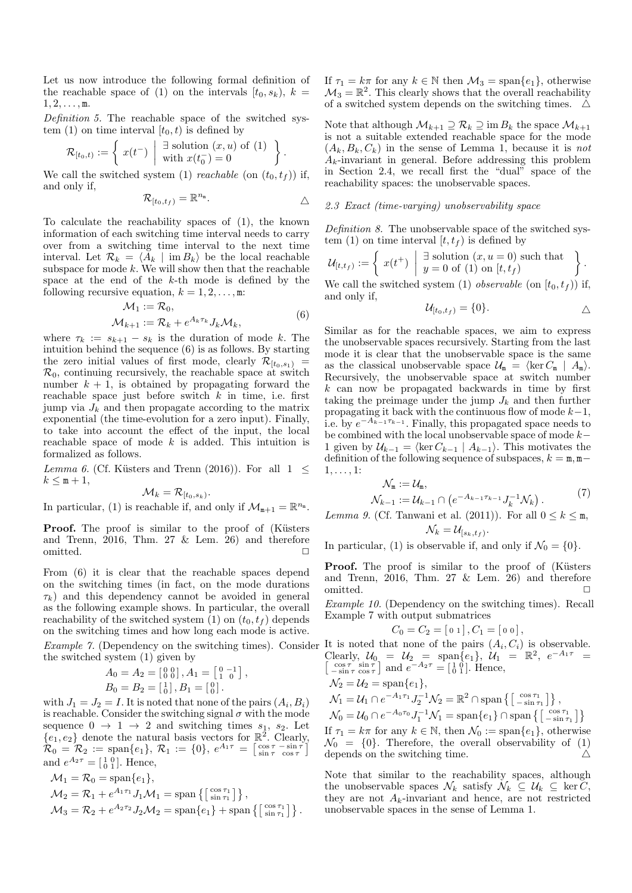Let us now introduce the following formal definition of the reachable space of (1) on the intervals $[t_0, s_k)$, $k = 1, 2, \dots, \mathtt{m}$.

*Definition 5.* The reachable space of the switched system (1) on time interval $[t_0, t)$ is defined by

$$\mathcal{R}_{[t_0,t)} := \left\{ x(t^-) \;\middle|\; \begin{array}{l} \exists \text{ solution } (x,u) \text{ of (1)} \\ \text{with } x(t_0^-) = 0 \end{array} \right\}.$$

We call the switched system (1) *reachable* (on $(t_0, t_f)$) if, and only if,

$$\mathcal{R}_{[t_0,t_f)} = \mathbb{R}^{n_{\mathtt{m}}}. \qquad \triangle$$

To calculate the reachability spaces of (1), the known information of each switching time interval needs to carry over from a switching time interval to the next time interval. Let $\mathcal{R}_k = \langle A_k \mid \operatorname{im} B_k \rangle$ be the local reachable subspace for mode $k$. We will show then that the reachable space at the end of the $k$-th mode is defined by the following recursive equation, $k = 1, 2, \dots, \mathtt{m}$:

$$\begin{aligned} \mathcal{M}_1 &:= \mathcal{R}_0, \\ \mathcal{M}_{k+1} &:= \mathcal{R}_k + e^{A_k \tau_k} J_k \mathcal{M}_k, \end{aligned} \tag{6}$$

where $\tau_k := s_{k+1} - s_k$ is the duration of mode $k$. The intuition behind the sequence (6) is as follows. By starting the zero initial values of first mode, clearly $\mathcal{R}_{[t_0,s_1)} = \mathcal{R}_0$, continuing recursively, the reachable space at switch number $k+1$, is obtained by propagating forward the reachable space just before switch $k$ in time, i.e. first jump via $J_k$ and then propagate according to the matrix exponential (the time-evolution for a zero input). Finally, to take into account the effect of the input, the local reachable space of mode $k$ is added. This intuition is formalized as follows.

*Lemma 6.* (Cf. Küsters and Trenn (2016)). For all $1 \leq k \leq \mathtt{m}+1$,

$$\mathcal{M}_k = \mathcal{R}_{[t_0,s_k)}.$$

In particular, (1) is reachable if, and only if $\mathcal{M}_{\mathtt{m}+1} = \mathbb{R}^{n_{\mathtt{m}}}$.

**Proof.** The proof is similar to the proof of (Küsters and Trenn, 2016, Thm. 27 & Lem. 26) and therefore omitted. $\square$

From (6) it is clear that the reachable spaces depend on the switching times (in fact, on the mode durations $\tau_k$) and this dependency cannot be avoided in general as the following example shows. In particular, the overall reachability of the switched system (1) on $(t_0, t_f)$ depends on the switching times and how long each mode is active.

*Example 7.* (Dependency on the switching times). Consider the switched system (1) given by

$$A_0 = A_2 = \begin{bmatrix} 0 & 0 \\ 0 & 0 \end{bmatrix}, A_1 = \begin{bmatrix} 0 & -1 \\ 1 & 0 \end{bmatrix},$$
$$B_0 = B_2 = \begin{bmatrix} 1 \\ 0 \end{bmatrix}, B_1 = \begin{bmatrix} 0 \\ 0 \end{bmatrix}.$$

with $J_1 = J_2 = I$. It is noted that none of the pairs $(A_i, B_i)$ is reachable. Consider the switching signal $\sigma$ with the mode sequence $0 \to 1 \to 2$ and switching times $s_1$, $s_2$. Let $\{e_1, e_2\}$ denote the natural basis vectors for $\mathbb{R}^2$. Clearly, $\mathcal{R}_0 = \mathcal{R}_2 := \operatorname{span}\{e_1\}$, $\mathcal{R}_1 := \{0\}$, $e^{A_1\tau} = \begin{bmatrix} \cos\tau & -\sin\tau \\ \sin\tau & \cos\tau \end{bmatrix}$ and $e^{A_2\tau} = \begin{bmatrix} 1 & 0 \\ 0 & 1 \end{bmatrix}$. Hence,

$$\mathcal{M}_1 = \mathcal{R}_0 = \operatorname{span}\{e_1\},$$
$$\mathcal{M}_2 = \mathcal{R}_1 + e^{A_1\tau_1} J_1 \mathcal{M}_1 = \operatorname{span}\left\{ \begin{bmatrix} \cos\tau_1 \\ \sin\tau_1 \end{bmatrix} \right\},$$
$$\mathcal{M}_3 = \mathcal{R}_2 + e^{A_2\tau_2} J_2 \mathcal{M}_2 = \operatorname{span}\{e_1\} + \operatorname{span}\left\{ \begin{bmatrix} \cos\tau_1 \\ \sin\tau_1 \end{bmatrix} \right\}.$$

If $\tau_1 = k\pi$ for any $k \in \mathbb{N}$ then $\mathcal{M}_3 = \operatorname{span}\{e_1\}$, otherwise $\mathcal{M}_3 = \mathbb{R}^2$. This clearly shows that the overall reachability of a switched system depends on the switching times. $\triangle$

Note that although $\mathcal{M}_{k+1} \supseteq \mathcal{R}_k \supseteq \operatorname{im} B_k$ the space $\mathcal{M}_{k+1}$ is not a suitable extended reachable space for the mode $(A_k, B_k, C_k)$ in the sense of Lemma 1, because it is *not* $A_k$-invariant in general. Before addressing this problem in Section 2.4, we recall first the "dual" space of the reachability spaces: the unobservable spaces.

### 2.3 Exact (time-varying) unobservability space

*Definition 8.* The unobservable space of the switched system (1) on time interval $[t, t_f)$ is defined by

$$\mathcal{U}_{[t,t_f)} := \left\{ x(t^+) \;\middle|\; \begin{array}{l} \exists \text{ solution } (x, u = 0) \text{ such that} \\ y = 0 \text{ of (1) on } [t, t_f) \end{array} \right\}.$$

We call the switched system (1) *observable* (on $[t_0, t_f)$) if, and only if,

$$\mathcal{U}_{[t_0,t_f)} = \{0\}. \qquad \triangle$$

Similar as for the reachable spaces, we aim to express the unobservable spaces recursively. Starting from the last mode it is clear that the unobservable space is the same as the classical unobservable space $\mathcal{U}_{\mathtt{m}} = \langle \ker C_{\mathtt{m}} \mid A_{\mathtt{m}} \rangle$. Recursively, the unobservable space at switch number $k$ can now be propagated backwards in time by first taking the preimage under the jump $J_k$ and then further propagating it back with the continuous flow of mode $k-1$, i.e. by $e^{-A_{k-1}\tau_{k-1}}$. Finally, this propagated space needs to be combined with the local unobservable space of mode $k-1$ given by $\mathcal{U}_{k-1} = \langle \ker C_{k-1} \mid A_{k-1} \rangle$. This motivates the definition of the following sequence of subspaces, $k = \mathtt{m}, \mathtt{m}-1, \dots, 1$:

$$\begin{aligned} \mathcal{N}_{\mathtt{m}} &:= \mathcal{U}_{\mathtt{m}}, \\ \mathcal{N}_{k-1} &:= \mathcal{U}_{k-1} \cap \left( e^{-A_{k-1}\tau_{k-1}} J_k^{-1} \mathcal{N}_k \right). \end{aligned} \tag{7}$$

*Lemma 9.* (Cf. Tanwani et al. (2011)). For all $0 \leq k \leq \mathtt{m}$,

$$\mathcal{N}_k = \mathcal{U}_{[s_k,t_f)}.$$

In particular, (1) is observable if, and only if $\mathcal{N}_0 = \{0\}$.

**Proof.** The proof is similar to the proof of (Küsters and Trenn, 2016, Thm. 27 & Lem. 26) and therefore omitted. $\square$

*Example 10.* (Dependency on the switching times). Recall Example 7 with output submatrices

$$C_0 = C_2 = \begin{bmatrix} 0 & 1 \end{bmatrix}, C_1 = \begin{bmatrix} 0 & 0 \end{bmatrix},$$

It is noted that none of the pairs $(A_i, C_i)$ is observable. Clearly, $\mathcal{U}_0 = \mathcal{U}_2 = \operatorname{span}\{e_1\}$, $\mathcal{U}_1 = \mathbb{R}^2$, $e^{-A_1\tau} = \begin{bmatrix} \cos\tau & \sin\tau \\ -\sin\tau & \cos\tau \end{bmatrix}$ and $e^{-A_2\tau} = \begin{bmatrix} 1 & 0 \\ 0 & 1 \end{bmatrix}$. Hence,

$$\mathcal{N}_2 = \mathcal{U}_2 = \operatorname{span}\{e_1\},$$
$$\mathcal{N}_1 = \mathcal{U}_1 \cap e^{-A_1\tau_1} J_2^{-1} \mathcal{N}_2 = \mathbb{R}^2 \cap \operatorname{span}\left\{ \begin{bmatrix} \cos\tau_1 \\ -\sin\tau_1 \end{bmatrix} \right\},$$
$$\mathcal{N}_0 = \mathcal{U}_0 \cap e^{-A_0\tau_0} J_1^{-1} \mathcal{N}_1 = \operatorname{span}\{e_1\} \cap \operatorname{span}\left\{ \begin{bmatrix} \cos\tau_1 \\ -\sin\tau_1 \end{bmatrix} \right\}$$

If $\tau_1 = k\pi$ for any $k \in \mathbb{N}$, then $\mathcal{N}_0 := \operatorname{span}\{e_1\}$, otherwise $\mathcal{N}_0 = \{0\}$. Therefore, the overall observability of (1) depends on the switching time. $\triangle$

Note that similar to the reachability spaces, although the unobservable spaces $\mathcal{N}_k$ satisfy $\mathcal{N}_k \subseteq \mathcal{U}_k \subseteq \ker C$, they are not $A_k$-invariant and hence, are not restricted unobservable spaces in the sense of Lemma 1.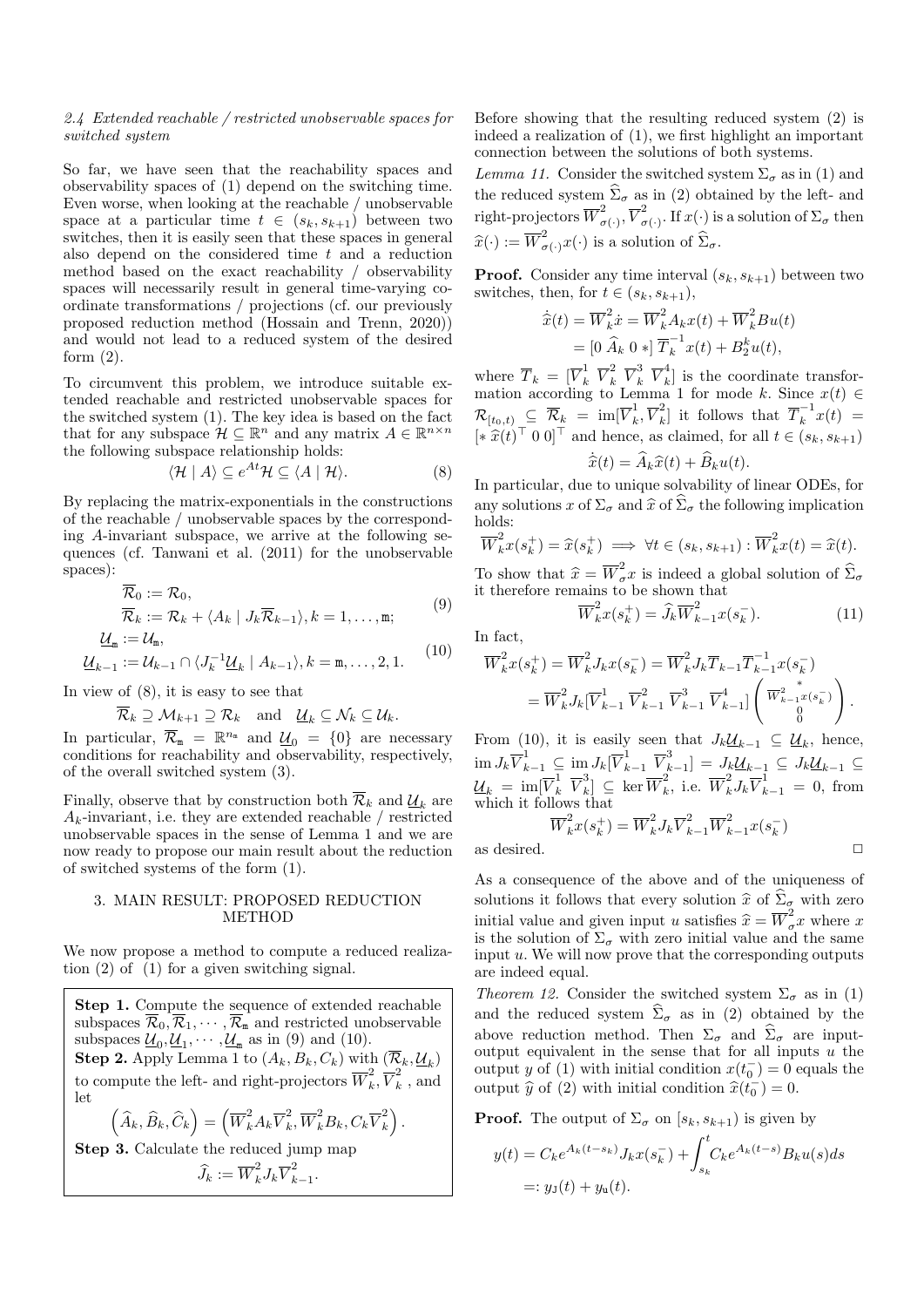*2.4 Extended reachable / restricted unobservable spaces for switched system*

So far, we have seen that the reachability spaces and observability spaces of (1) depend on the switching time. Even worse, when looking at the reachable / unobservable space at a particular time $t \in (s_k, s_{k+1})$ between two switches, then it is easily seen that these spaces in general also depend on the considered time $t$ and a reduction method based on the exact reachability / observability spaces will necessarily result in general time-varying coordinate transformations / projections (cf. our previously proposed reduction method (Hossain and Trenn, 2020)) and would not lead to a reduced system of the desired form (2).

To circumvent this problem, we introduce suitable extended reachable and restricted unobservable spaces for the switched system (1). The key idea is based on the fact that for any subspace $\mathcal{H} \subseteq \mathbb{R}^n$ and any matrix $A \in \mathbb{R}^{n\times n}$ the following subspace relationship holds:

$$\langle \mathcal{H} \mid A\rangle \subseteq e^{At}\mathcal{H} \subseteq \langle A \mid \mathcal{H}\rangle. \tag{8}$$

By replacing the matrix-exponentials in the constructions of the reachable / unobservable spaces by the corresponding $A$-invariant subspace, we arrive at the following sequences (cf. Tanwani et al. (2011) for the unobservable spaces):

$$\begin{aligned} \overline{\mathcal{R}}_0 &:= \mathcal{R}_0, \\ \overline{\mathcal{R}}_k &:= \mathcal{R}_k + \langle A_k \mid J_k \overline{\mathcal{R}}_{k-1}\rangle, k = 1, \ldots, \mathtt{m}; \end{aligned} \tag{9}$$

$$\begin{aligned} \underline{\mathcal{U}}_{\mathtt{m}} &:= \mathcal{U}_{\mathtt{m}}, \\ \underline{\mathcal{U}}_{k-1} &:= \mathcal{U}_{k-1} \cap \langle J_k^{-1}\underline{\mathcal{U}}_k \mid A_{k-1}\rangle, k = \mathtt{m}, \ldots, 2, 1. \end{aligned} \tag{10}$$

In view of (8), it is easy to see that

$$\overline{\mathcal{R}}_k \supseteq \mathcal{M}_{k+1} \supseteq \mathcal{R}_k \quad \text{and} \quad \underline{\mathcal{U}}_k \subseteq \mathcal{N}_k \subseteq \mathcal{U}_k.$$

In particular, $\overline{\mathcal{R}}_{\mathtt{m}} = \mathbb{R}^{n_{\mathtt{m}}}$ and $\underline{\mathcal{U}}_0 = \{0\}$ are necessary conditions for reachability and observability, respectively, of the overall switched system (3).

Finally, observe that by construction both $\overline{\mathcal{R}}_k$ and $\underline{\mathcal{U}}_k$ are $A_k$-invariant, i.e. they are extended reachable / restricted unobservable spaces in the sense of Lemma 1 and we are now ready to propose our main result about the reduction of switched systems of the form (1).

## 3. MAIN RESULT: PROPOSED REDUCTION METHOD

We now propose a method to compute a reduced realization (2) of (1) for a given switching signal.

**Step 1.** Compute the sequence of extended reachable subspaces $\overline{\mathcal{R}}_0, \overline{\mathcal{R}}_1, \cdots, \overline{\mathcal{R}}_{\mathtt{m}}$ and restricted unobservable subspaces $\underline{\mathcal{U}}_0, \underline{\mathcal{U}}_1, \cdots, \underline{\mathcal{U}}_{\mathtt{m}}$ as in (9) and (10).
**Step 2.** Apply Lemma 1 to $(A_k, B_k, C_k)$ with $(\overline{\mathcal{R}}_k, \underline{\mathcal{U}}_k)$ to compute the left- and right-projectors $\overline{W}_k^2, \overline{V}_k^2$, and let

$$\left(\widehat{A}_k, \widehat{B}_k, \widehat{C}_k\right) = \left(\overline{W}_k^2 A_k \overline{V}_k^2, \overline{W}_k^2 B_k, C_k \overline{V}_k^2\right).$$

**Step 3.** Calculate the reduced jump map

$$\widehat{J}_k := \overline{W}_k^2 J_k \overline{V}_{k-1}^2.$$

Before showing that the resulting reduced system (2) is indeed a realization of (1), we first highlight an important connection between the solutions of both systems.

*Lemma 11.* Consider the switched system $\Sigma_\sigma$ as in (1) and the reduced system $\widehat{\Sigma}_\sigma$ as in (2) obtained by the left- and right-projectors $\overline{W}_{\sigma(\cdot)}^2, \overline{V}_{\sigma(\cdot)}^2$. If $x(\cdot)$ is a solution of $\Sigma_\sigma$ then $\widehat{x}(\cdot) := \overline{W}_{\sigma(\cdot)}^2 x(\cdot)$ is a solution of $\widehat{\Sigma}_\sigma$.

**Proof.** Consider any time interval $(s_k, s_{k+1})$ between two switches, then, for $t \in (s_k, s_{k+1})$,

$$\begin{aligned} \dot{\widehat{x}}(t) &= \overline{W}_k^2 \dot{x} = \overline{W}_k^2 A_k x(t) + \overline{W}_k^2 B u(t) \\ &= [0 \ \widehat{A}_k \ 0 \ *] \, \overline{T}_k^{-1} x(t) + B_2^k u(t), \end{aligned}$$

where $\overline{T}_k = [\overline{V}_k^1 \ \overline{V}_k^2 \ \overline{V}_k^3 \ \overline{V}_k^4]$ is the coordinate transformation according to Lemma 1 for mode $k$. Since $x(t) \in \mathcal{R}_{[t_0,t)} \subseteq \overline{\mathcal{R}}_k = \operatorname{im}[\overline{V}_k^1, \overline{V}_k^2]$ it follows that $\overline{T}_k^{-1} x(t) = [* \ \widehat{x}(t)^\top \ 0 \ 0]^\top$ and hence, as claimed, for all $t \in (s_k, s_{k+1})$

$$\dot{\widehat{x}}(t) = \widehat{A}_k \widehat{x}(t) + \widehat{B}_k u(t).$$

In particular, due to unique solvability of linear ODEs, for any solutions $x$ of $\Sigma_\sigma$ and $\widehat{x}$ of $\widehat{\Sigma}_\sigma$ the following implication holds:

$$\overline{W}_k^2 x(s_k^+) = \widehat{x}(s_k^+) \implies \forall t \in (s_k, s_{k+1}) : \overline{W}_k^2 x(t) = \widehat{x}(t).$$

To show that $\widehat{x} = \overline{W}_\sigma^2 x$ is indeed a global solution of $\widehat{\Sigma}_\sigma$ it therefore remains to be shown that

$$\overline{W}_k^2 x(s_k^+) = \widehat{J}_k \overline{W}_{k-1}^2 x(s_k^-). \tag{11}$$

In fact,

$$\begin{aligned} \overline{W}_k^2 x(s_k^+) &= \overline{W}_k^2 J_k x(s_k^-) = \overline{W}_k^2 J_k \overline{T}_{k-1} \overline{T}_{k-1}^{-1} x(s_k^-) \\ &= \overline{W}_k^2 J_k [\overline{V}_{k-1}^1 \ \overline{V}_{k-1}^2 \ \overline{V}_{k-1}^3 \ \overline{V}_{k-1}^4] \begin{pmatrix} * \\ \overline{W}_{k-1}^2 x(s_k^-) \\ 0 \\ 0 \end{pmatrix}. \end{aligned}$$

From (10), it is easily seen that $J_k \underline{\mathcal{U}}_{k-1} \subseteq \underline{\mathcal{U}}_k$, hence, $\operatorname{im} J_k \overline{V}_{k-1}^1 \subseteq \operatorname{im} J_k [\overline{V}_{k-1}^1 \ \overline{V}_{k-1}^3] = J_k \underline{\mathcal{U}}_{k-1} \subseteq J_k \underline{\mathcal{U}}_{k-1} \subseteq \underline{\mathcal{U}}_k = \operatorname{im}[\overline{V}_k^1 \ \overline{V}_k^3] \subseteq \ker \overline{W}_k^2$, i.e. $\overline{W}_k^2 J_k \overline{V}_{k-1}^1 = 0$, from which it follows that

$$\overline{W}_k^2 x(s_k^+) = \overline{W}_k^2 J_k \overline{V}_{k-1}^2 \overline{W}_{k-1}^2 x(s_k^-)$$

as desired. $\square$

As a consequence of the above and of the uniqueness of solutions it follows that every solution $\widehat{x}$ of $\widehat{\Sigma}_\sigma$ with zero initial value and given input $u$ satisfies $\widehat{x} = \overline{W}_\sigma^2 x$ where $x$ is the solution of $\Sigma_\sigma$ with zero initial value and the same input $u$. We will now prove that the corresponding outputs are indeed equal.

*Theorem 12.* Consider the switched system $\Sigma_\sigma$ as in (1) and the reduced system $\widehat{\Sigma}_\sigma$ as in (2) obtained by the above reduction method. Then $\Sigma_\sigma$ and $\widehat{\Sigma}_\sigma$ are input-output equivalent in the sense that for all inputs $u$ the output $y$ of (1) with initial condition $x(t_0^-) = 0$ equals the output $\widehat{y}$ of (2) with initial condition $\widehat{x}(t_0^-) = 0$.

**Proof.** The output of $\Sigma_\sigma$ on $[s_k, s_{k+1})$ is given by

$$\begin{aligned} y(t) &= C_k e^{A_k(t-s_k)} J_k x(s_k^-) + \int_{s_k}^t C_k e^{A_k(t-s)} B_k u(s) ds \\ &=: y_{\mathtt{J}}(t) + y_{\mathtt{u}}(t). \end{aligned}$$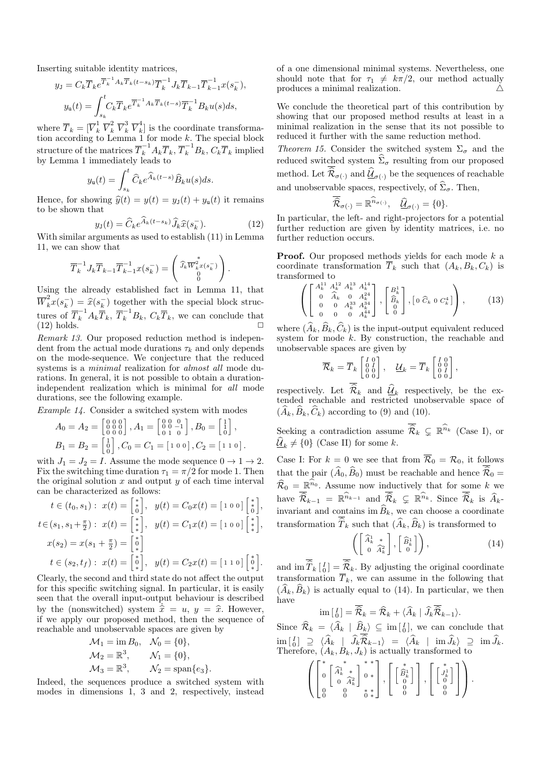Inserting suitable identity matrices,

$$y_{\mathtt{J}} = C_k\overline{T}_k e^{\overline{T}_k^{-1}A_k\overline{T}_k(t-s_k)}\overline{T}_k^{-1}J_k\overline{T}_{k-1}\overline{T}_{k-1}^{-1}x(s_k^-),$$

$$y_{\mathtt{u}}(t) = \int_{s_k}^t C_k\overline{T}_k e^{\overline{T}_k^{-1}A_k\overline{T}_k(t-s)}\overline{T}_k^{-1}B_k u(s)ds,$$

where $\overline{T}_k = [\overline{V}_k^1\ \overline{V}_k^2\ \overline{V}_k^3\ \overline{V}_k^4]$ is the coordinate transformation according to Lemma 1 for mode $k$. The special block structure of the matrices $\overline{T}_k^{-1}A_k\overline{T}_k$, $\overline{T}_k^{-1}B_k$, $C_k\overline{T}_k$ implied by Lemma 1 immediately leads to

$$y_{\mathtt{u}}(t) = \int_{s_k}^t \widehat{C}_k e^{\widehat{A}_k(t-s)}\widehat{B}_k u(s)ds.$$

Hence, for showing $\widehat{y}(t) = y(t) = y_{\mathtt{J}}(t) + y_{\mathtt{u}}(t)$ it remains to be shown that

$$y_{\mathtt{J}}(t) = \widehat{C}_k e^{\widehat{A}_k(t-s_k)}\widehat{J}_k\widehat{x}(s_k^-). \tag{12}$$

With similar arguments as used to establish (11) in Lemma 11, we can show that

$$\overline{T}_k^{-1}J_k\overline{T}_{k-1}\overline{T}_{k-1}^{-1}x(s_k^-) = \begin{pmatrix} * \\ \widehat{J}_k\overline{W}_k^2 x(s_k^-) \\ 0 \\ 0 \end{pmatrix}.$$

Using the already established fact in Lemma 11, that $\overline{W}_k^2 x(s_k^-) = \widehat{x}(s_k^-)$ together with the special block structures of $\overline{T}_k^{-1}A_k\overline{T}_k$, $\overline{T}_k^{-1}B_k$, $C_k\overline{T}_k$, we can conclude that (12) holds. $\square$

*Remark 13.* Our proposed reduction method is independent from the actual mode durations $\tau_k$ and only depends on the mode-sequence. We conjecture that the reduced systems is a *minimal* realization for *almost all* mode durations. In general, it is not possible to obtain a duration-independent realization which is minimal for *all* mode durations, see the following example.

*Example 14.* Consider a switched system with modes

$$A_0 = A_2 = \begin{bmatrix} 0&0&0\\0&0&0\\0&0&0 \end{bmatrix}, A_1 = \begin{bmatrix} 0&0&0\\0&0&-1\\0&1&0 \end{bmatrix}, B_0 = \begin{bmatrix} 1\\1\\0 \end{bmatrix},$$

$$B_1 = B_2 = \begin{bmatrix} 1\\0\\0 \end{bmatrix}, C_0 = C_1 = \begin{bmatrix} 1&0&0 \end{bmatrix}, C_2 = \begin{bmatrix} 1&1&0 \end{bmatrix}.$$

with $J_1 = J_2 = I$. Assume the mode sequence $0 \to 1 \to 2$. Fix the switching time duration $\tau_1 = \pi/2$ for mode 1. Then the original solution $x$ and output $y$ of each time interval can be characterized as follows:

$$t \in (t_0, s_1): \ x(t) = \begin{bmatrix} *\\ *\\ 0 \end{bmatrix}, \quad y(t) = C_0 x(t) = \begin{bmatrix} 1&0&0 \end{bmatrix}\begin{bmatrix} *\\ *\\ 0 \end{bmatrix},$$

$$t \in (s_1, s_1+\tfrac{\pi}{2}): \ x(t) = \begin{bmatrix} *\\ *\\ * \end{bmatrix}, \quad y(t) = C_1 x(t) = \begin{bmatrix} 1&0&0 \end{bmatrix}\begin{bmatrix} *\\ *\\ * \end{bmatrix},$$

$$x(s_2) = x(s_1 + \tfrac{\pi}{2}) = \begin{bmatrix} *\\ 0\\ * \end{bmatrix}$$

$$t \in (s_2, t_f): \ x(t) = \begin{bmatrix} *\\ 0\\ * \end{bmatrix}, \quad y(t) = C_2 x(t) = \begin{bmatrix} 1&1&0 \end{bmatrix}\begin{bmatrix} *\\ 0\\ * \end{bmatrix}.$$

Clearly, the second and third state do not affect the output for this specific switching signal. In particular, it is easily seen that the overall input-output behaviour is described by the (nonswitched) system $\dot{\widehat{x}} = u$, $y = \widehat{x}$. However, if we apply our proposed method, then the sequence of reachable and unobservable spaces are given by

$$\begin{aligned} \mathcal{M}_1 &= \operatorname{im} B_0, & \mathcal{N}_0 &= \{0\}, \\ \mathcal{M}_2 &= \mathbb{R}^3, & \mathcal{N}_1 &= \{0\}, \\ \mathcal{M}_3 &= \mathbb{R}^3, & \mathcal{N}_2 &= \operatorname{span}\{e_3\}. \end{aligned}$$

Indeed, the sequences produce a switched system with modes in dimensions 1, 3 and 2, respectively, instead of a one dimensional minimal systems. Nevertheless, one should note that for $\tau_1 \neq k\pi/2$, our method actually produces a minimal realization. $\triangle$

We conclude the theoretical part of this contribution by showing that our proposed method results at least in a minimal realization in the sense that its not possible to reduced it further with the same reduction method.

*Theorem 15.* Consider the switched system $\Sigma_\sigma$ and the reduced switched system $\widehat{\Sigma}_\sigma$ resulting from our proposed method. Let $\overline{\widehat{\mathcal{R}}}_{\sigma(\cdot)}$ and $\underline{\widehat{\mathcal{U}}}_{\sigma(\cdot)}$ be the sequences of reachable and unobservable spaces, respectively, of $\widehat{\Sigma}_\sigma$. Then,

$$\overline{\widehat{\mathcal{R}}}_{\sigma(\cdot)} = \mathbb{R}^{\widehat{n}_{\sigma(\cdot)}}, \quad \underline{\widehat{\mathcal{U}}}_{\sigma(\cdot)} = \{0\}.$$

In particular, the left- and right-projectors for a potential further reduction are given by identity matrices, i.e. no further reduction occurs.

**Proof.** Our proposed methods yields for each mode $k$ a coordinate transformation $\overline{T}_k$ such that $(A_k, B_k, C_k)$ is transformed to

$$\left( \begin{bmatrix} A_k^{11} & A_k^{12} & A_k^{13} & A_k^{14} \\ 0 & \widehat{A}_k & 0 & A_k^{24} \\ 0 & 0 & A_k^{33} & A_k^{34} \\ 0 & 0 & 0 & A_k^{44} \end{bmatrix}, \begin{bmatrix} B_k^1 \\ \widehat{B}_k \\ 0 \\ 0 \end{bmatrix}, \begin{bmatrix} 0 & \widehat{C}_k & 0 & C_k^4 \end{bmatrix} \right), \tag{13}$$

where $(\widehat{A}_k, \widehat{B}_k, \widehat{C}_k)$ is the input-output equivalent reduced system for mode $k$. By construction, the reachable and unobservable spaces are given by

$$\overline{\mathcal{R}}_k = \overline{T}_k \begin{bmatrix} I&0\\0&I\\0&0\\0&0 \end{bmatrix}, \quad \underline{\mathcal{U}}_k = \overline{T}_k \begin{bmatrix} I&0\\0&0\\0&I\\0&0 \end{bmatrix},$$

respectively. Let $\overline{\widehat{\mathcal{R}}}_k$ and $\underline{\widehat{\mathcal{U}}}_k$ respectively, be the extended reachable and restricted unobservable space of $(\widehat{A}_k, \widehat{B}_k, \widehat{C}_k)$ according to (9) and (10).

Seeking a contradiction assume $\overline{\widehat{\mathcal{R}}}_k \subsetneq \mathbb{R}^{\widehat{n}_k}$ (Case I), or $\underline{\widehat{\mathcal{U}}}_k \neq \{0\}$ (Case II) for some $k$.

Case I: For $k = 0$ we see that from $\overline{\mathcal{R}}_0 = \mathcal{R}_0$, it follows that the pair $(\widehat{A}_0, \widehat{B}_0)$ must be reachable and hence $\overline{\widehat{\mathcal{R}}}_0 = \widehat{\mathcal{R}}_0 = \mathbb{R}^{\widehat{n}_0}$. Assume now inductively that for some $k$ we have $\overline{\widehat{\mathcal{R}}}_{k-1} = \mathbb{R}^{\widehat{n}_{k-1}}$ and $\overline{\widehat{\mathcal{R}}}_k \subsetneq \mathbb{R}^{\widehat{n}_k}$. Since $\overline{\widehat{\mathcal{R}}}_k$ is $\widehat{A}_k$-invariant and contains $\operatorname{im}\widehat{B}_k$, we can choose a coordinate transformation $\overline{\widehat{T}}_k$ such that $(\widehat{A}_k, \widehat{B}_k)$ is transformed to

$$\left( \begin{bmatrix} \widehat{A}_k^1 & * \\ 0 & \widehat{A}_k^2 \end{bmatrix}, \begin{bmatrix} \widehat{B}_k^1 \\ 0 \end{bmatrix} \right), \tag{14}$$

and $\operatorname{im}\overline{\widehat{T}}_k \left[\begin{smallmatrix} I \\ 0 \end{smallmatrix}\right] = \overline{\widehat{\mathcal{R}}}_k$. By adjusting the original coordinate transformation $\overline{T}_k$, we can assume in the following that $(\widehat{A}_k, \widehat{B}_k)$ is actually equal to (14). In particular, we then have

$$\operatorname{im}\left[\begin{smallmatrix} I \\ 0 \end{smallmatrix}\right] = \overline{\widehat{\mathcal{R}}}_k = \widehat{\mathcal{R}}_k + \langle \widehat{A}_k \mid \widehat{J}_k\overline{\widehat{\mathcal{R}}}_{k-1} \rangle.$$

Since $\widehat{\mathcal{R}}_k = \langle \widehat{A}_k \mid \widehat{B}_k \rangle \subseteq \operatorname{im}\left[\begin{smallmatrix} I \\ 0 \end{smallmatrix}\right]$, we can conclude that $\operatorname{im}\left[\begin{smallmatrix} I \\ 0 \end{smallmatrix}\right] \supseteq \langle \widehat{A}_k \mid \widehat{J}_k\overline{\widehat{\mathcal{R}}}_{k-1} \rangle = \langle \widehat{A}_k \mid \operatorname{im}\widehat{J}_k \rangle \supseteq \operatorname{im}\widehat{J}_k$. Therefore, $(A_k, B_k, J_k)$ is actually transformed to

$$\left( \begin{bmatrix} * & * & * & * \\ 0 & \begin{bmatrix} \widehat{A}_k^1 & * \\ 0 & \widehat{A}_k^2 \end{bmatrix} & 0 & * \\ 0 & 0 & * & * \\ 0 & 0 & 0 & * \end{bmatrix}, \begin{bmatrix} * \\ \begin{bmatrix} \widehat{B}_k^1 \\ 0 \end{bmatrix} \\ 0 \\ 0 \end{bmatrix}, \begin{bmatrix} * \\ \begin{bmatrix} J_k^1 \\ 0 \end{bmatrix} \\ 0 \\ 0 \end{bmatrix} \right).$$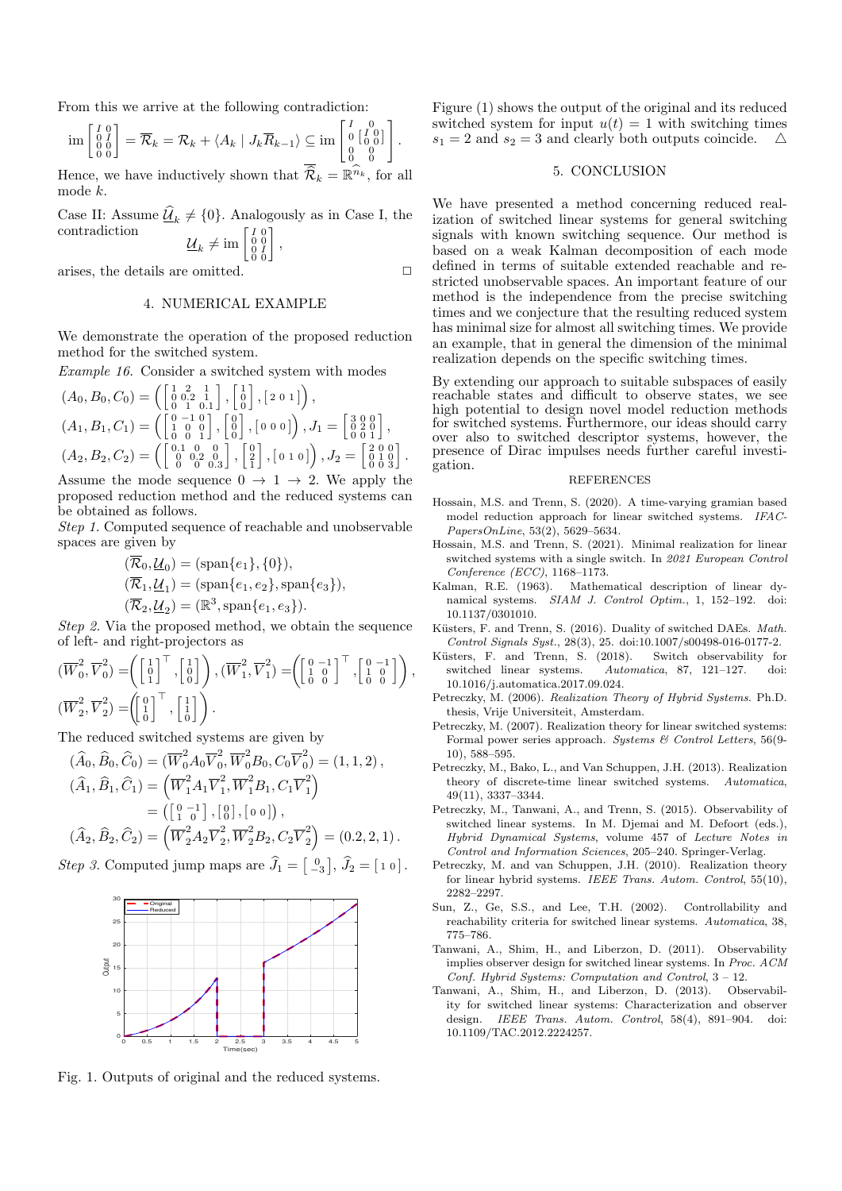From this we arrive at the following contradiction:

$$\operatorname{im}\begin{bmatrix} I & 0 \\ 0 & I \\ 0 & 0 \\ 0 & 0 \end{bmatrix} = \overline{\mathcal{R}}_k = \mathcal{R}_k + \langle A_k \mid J_k \overline{R}_{k-1} \rangle \subseteq \operatorname{im}\begin{bmatrix} I & 0 \\ 0 & \begin{bmatrix} I & 0 \\ 0 & 0 \end{bmatrix} \\ 0 & 0 \\ 0 & 0 \end{bmatrix}.$$

Hence, we have inductively shown that $\widehat{\overline{\mathcal{R}}}_k = \mathbb{R}^{\widehat{n}_k}$, for all mode $k$.

Case II: Assume $\widehat{\underline{\mathcal{U}}}_k \neq \{0\}$. Analogously as in Case I, the contradiction

$$\underline{\mathcal{U}}_k \neq \operatorname{im}\begin{bmatrix} I & 0 \\ 0 & 0 \\ 0 & I \\ 0 & 0 \end{bmatrix},$$

arises, the details are omitted. □

## 4. NUMERICAL EXAMPLE

We demonstrate the operation of the proposed reduction method for the switched system.

*Example 16.* Consider a switched system with modes

$$(A_0, B_0, C_0) = \left( \begin{bmatrix} 1 & 2 & 1 \\ 0 & 0.2 & 1 \\ 0 & 1 & 0.1 \end{bmatrix}, \begin{bmatrix} 1 \\ 0 \\ 0 \end{bmatrix}, \begin{bmatrix} 2 & 0 & 1 \end{bmatrix} \right),$$

$$(A_1, B_1, C_1) = \left( \begin{bmatrix} 0 & -1 & 0 \\ 1 & 0 & 0 \\ 0 & 0 & 1 \end{bmatrix}, \begin{bmatrix} 0 \\ 0 \\ 0 \end{bmatrix}, \begin{bmatrix} 0 & 0 & 0 \end{bmatrix} \right), J_1 = \begin{bmatrix} 3 & 0 & 0 \\ 0 & 2 & 0 \\ 0 & 0 & 1 \end{bmatrix},$$

$$(A_2, B_2, C_2) = \left( \begin{bmatrix} 0.1 & 0 & 0 \\ 0 & 0.2 & 0 \\ 0 & 0 & 0.3 \end{bmatrix}, \begin{bmatrix} 0 \\ 2 \\ 1 \end{bmatrix}, \begin{bmatrix} 0 & 1 & 0 \end{bmatrix} \right), J_2 = \begin{bmatrix} 2 & 0 & 0 \\ 0 & 1 & 0 \\ 0 & 0 & 3 \end{bmatrix}.$$

Assume the mode sequence $0 \to 1 \to 2$. We apply the proposed reduction method and the reduced systems can be obtained as follows.

*Step 1.* Computed sequence of reachable and unobservable spaces are given by

$$(\overline{\mathcal{R}}_0, \underline{\mathcal{U}}_0) = (\operatorname{span}\{e_1\}, \{0\}),$$
$$(\overline{\mathcal{R}}_1, \underline{\mathcal{U}}_1) = (\operatorname{span}\{e_1, e_2\}, \operatorname{span}\{e_3\}),$$
$$(\overline{\mathcal{R}}_2, \underline{\mathcal{U}}_2) = (\mathbb{R}^3, \operatorname{span}\{e_1, e_3\}).$$

*Step 2.* Via the proposed method, we obtain the sequence of left- and right-projectors as

$$(\overline{W}_0^2, \overline{V}_0^2) = \left( \begin{bmatrix} 1 \\ 0 \\ 1 \end{bmatrix}^\top, \begin{bmatrix} 1 \\ 0 \\ 0 \end{bmatrix} \right), (\overline{W}_1^2, \overline{V}_1^2) = \left( \begin{bmatrix} 0 & -1 \\ 1 & 0 \\ 0 & 0 \end{bmatrix}^\top, \begin{bmatrix} 0 & -1 \\ 1 & 0 \\ 0 & 0 \end{bmatrix} \right),$$

$$(\overline{W}_2^2, \overline{V}_2^2) = \left( \begin{bmatrix} 0 \\ 1 \\ 0 \end{bmatrix}^\top, \begin{bmatrix} 1 \\ 1 \\ 0 \end{bmatrix} \right).$$

The reduced switched systems are given by

$$(\widehat{A}_0, \widehat{B}_0, \widehat{C}_0) = (\overline{W}_0^2 A_0 \overline{V}_0^2, \overline{W}_0^2 B_0, C_0 \overline{V}_0^2) = (1, 1, 2),$$

$$(\widehat{A}_1, \widehat{B}_1, \widehat{C}_1) = \left( \overline{W}_1^2 A_1 \overline{V}_1^2, \overline{W}_1^2 B_1, C_1 \overline{V}_1^2 \right) = \left( \begin{bmatrix} 0 & -1 \\ 1 & 0 \end{bmatrix}, \begin{bmatrix} 0 \\ 0 \end{bmatrix}, \begin{bmatrix} 0 & 0 \end{bmatrix} \right),$$

$$(\widehat{A}_2, \widehat{B}_2, \widehat{C}_2) = \left( \overline{W}_2^2 A_2 \overline{V}_2^2, \overline{W}_2^2 B_2, C_2 \overline{V}_2^2 \right) = (0.2, 2, 1).$$

*Step 3.* Computed jump maps are $\widehat{J}_1 = \begin{bmatrix} 0 \\ -3 \end{bmatrix}$, $\widehat{J}_2 = \begin{bmatrix} 1 & 0 \end{bmatrix}$.

Original
Reduced
Output
Time(sec)
0 0.5 1 1.5 2 2.5 3 3.5 4 4.5 5
0 5 10 15 20 25 30

Fig. 1. Outputs of original and the reduced systems.

Figure (1) shows the output of the original and its reduced switched system for input $u(t) = 1$ with switching times $s_1 = 2$ and $s_2 = 3$ and clearly both outputs coincide. △

## 5. CONCLUSION

We have presented a method concerning reduced realization of switched linear systems for general switching signals with known switching sequence. Our method is based on a weak Kalman decomposition of each mode defined in terms of suitable extended reachable and restricted unobservable spaces. An important feature of our method is the independence from the precise switching times and we conjecture that the resulting reduced system has minimal size for almost all switching times. We provide an example, that in general the dimension of the minimal realization depends on the specific switching times.

By extending our approach to suitable subspaces of easily reachable states and difficult to observe states, we see high potential to design novel model reduction methods for switched systems. Furthermore, our ideas should carry over also to switched descriptor systems, however, the presence of Dirac impulses needs further careful investigation.

## REFERENCES

Hossain, M.S. and Trenn, S. (2020). A time-varying gramian based model reduction approach for linear switched systems. *IFAC-PapersOnLine*, 53(2), 5629–5634.

Hossain, M.S. and Trenn, S. (2021). Minimal realization for linear switched systems with a single switch. In *2021 European Control Conference (ECC)*, 1168–1173.

Kalman, R.E. (1963). Mathematical description of linear dynamical systems. *SIAM J. Control Optim.*, 1, 152–192. doi: 10.1137/0301010.

Küsters, F. and Trenn, S. (2016). Duality of switched DAEs. *Math. Control Signals Syst.*, 28(3), 25. doi:10.1007/s00498-016-0177-2.

Küsters, F. and Trenn, S. (2018). Switch observability for switched linear systems. *Automatica*, 87, 121–127. doi: 10.1016/j.automatica.2017.09.024.

Petreczky, M. (2006). *Realization Theory of Hybrid Systems*. Ph.D. thesis, Vrije Universiteit, Amsterdam.

Petreczky, M. (2007). Realization theory for linear switched systems: Formal power series approach. *Systems & Control Letters*, 56(9-10), 588–595.

Petreczky, M., Bako, L., and Van Schuppen, J.H. (2013). Realization theory of discrete-time linear switched systems. *Automatica*, 49(11), 3337–3344.

Petreczky, M., Tanwani, A., and Trenn, S. (2015). Observability of switched linear systems. In M. Djemai and M. Defoort (eds.), *Hybrid Dynamical Systems*, volume 457 of *Lecture Notes in Control and Information Sciences*, 205–240. Springer-Verlag.

Petreczky, M. and van Schuppen, J.H. (2010). Realization theory for linear hybrid systems. *IEEE Trans. Autom. Control*, 55(10), 2282–2297.

Sun, Z., Ge, S.S., and Lee, T.H. (2002). Controllability and reachability criteria for switched linear systems. *Automatica*, 38, 775–786.

Tanwani, A., Shim, H., and Liberzon, D. (2011). Observability implies observer design for switched linear systems. In *Proc. ACM Conf. Hybrid Systems: Computation and Control*, 3 – 12.

Tanwani, A., Shim, H., and Liberzon, D. (2013). Observability for switched linear systems: Characterization and observer design. *IEEE Trans. Autom. Control*, 58(4), 891–904. doi: 10.1109/TAC.2012.2224257.